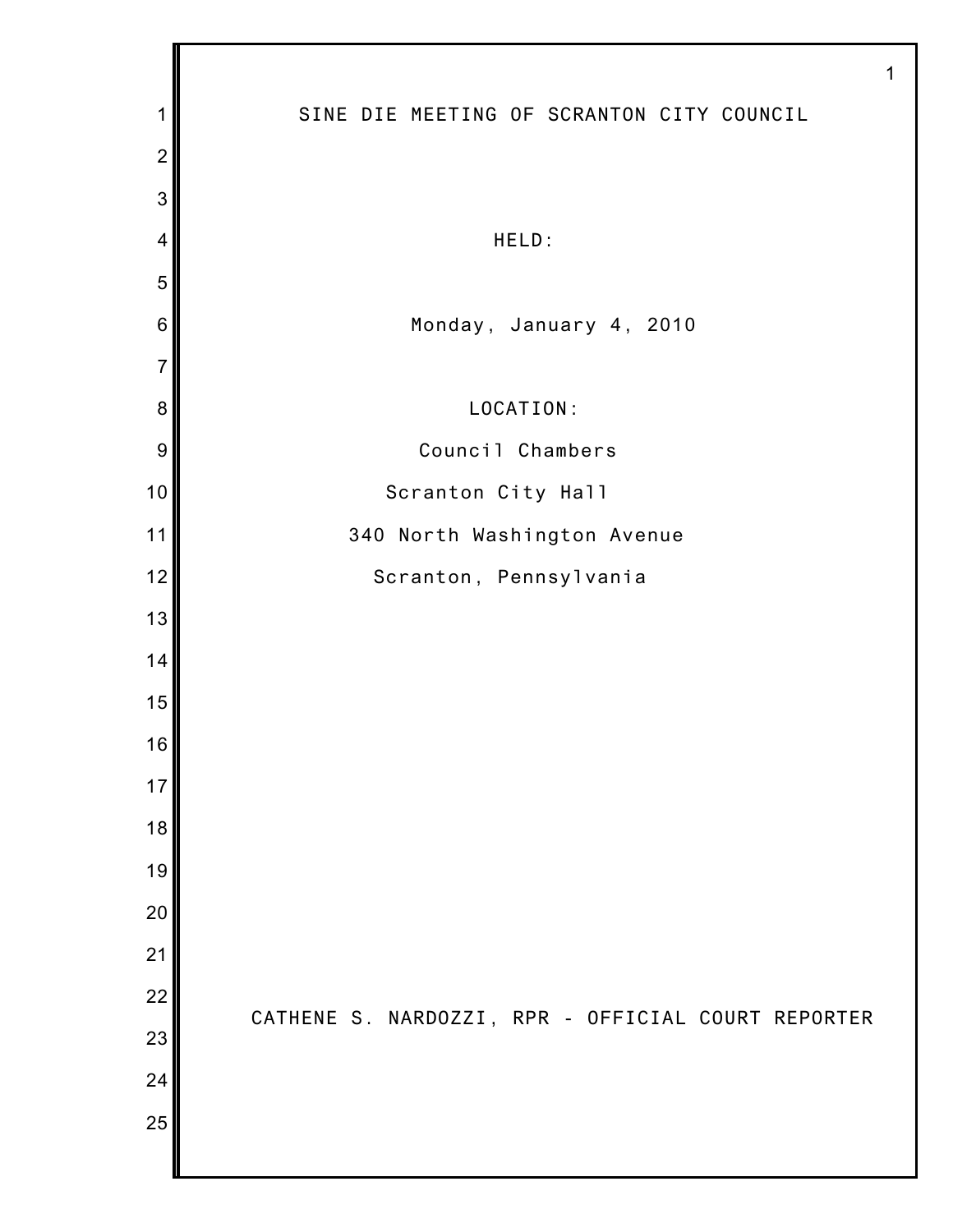# SINE DIE MEETING OF SCRANTON CITY COUNCIL

HELD:

Monday, January 4, 2010

LOCATION:

Council Chambers

Scranton City Hall

340 North Washington Avenue

Scranton, Pennsylvania

CATHENE S. NARDOZZI, RPR - OFFICIAL COURT REPORTER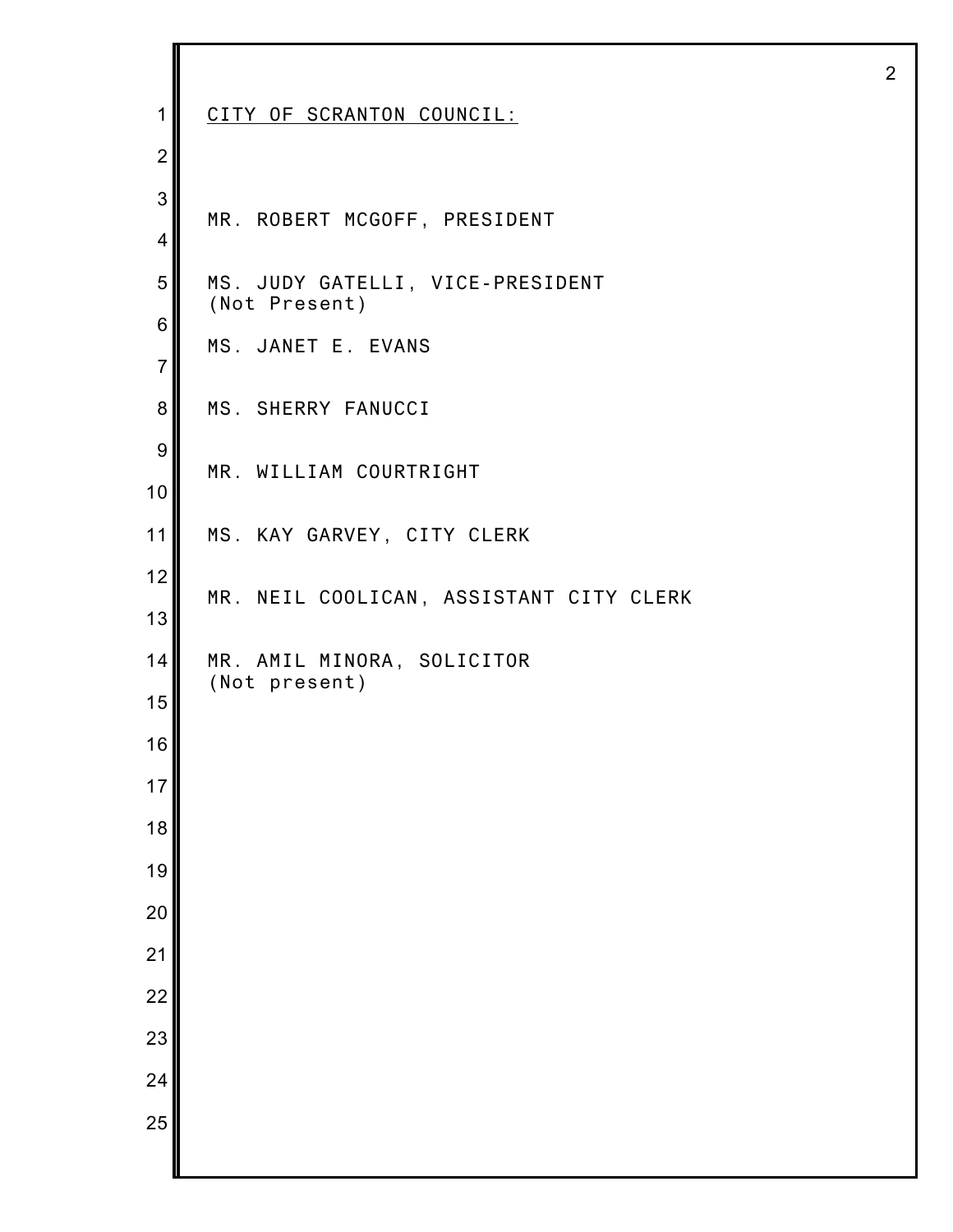CITY OF SCRANTON COUNCIL:

MR. ROBERT MCGOFF, PRESIDENT

MS. JUDY GATELLI, VICE-PRESIDENT
(Not Present)

MS. JANET E. EVANS

MS. SHERRY FANUCCI

MR. WILLIAM COURTRIGHT

MS. KAY GARVEY, CITY CLERK

MR. NEIL COOLICAN, ASSISTANT CITY CLERK

MR. AMIL MINORA, SOLICITOR
(Not present)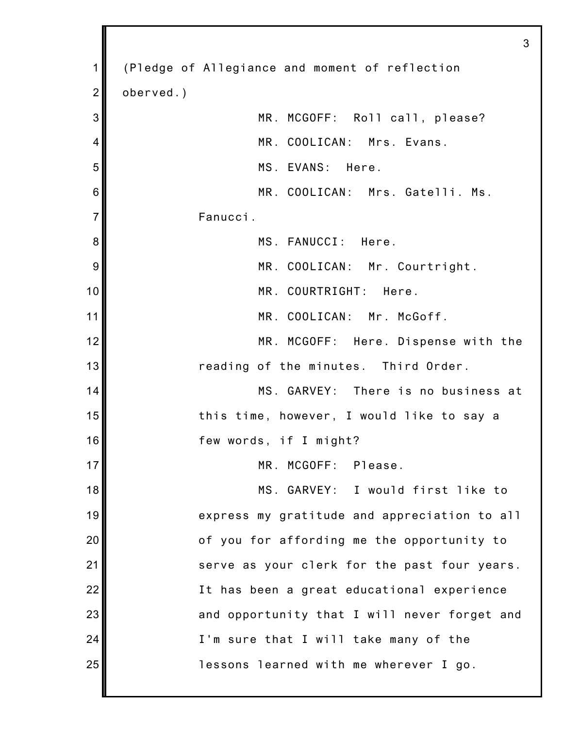(Pledge of Allegiance and moment of reflection oberved.)

MR. MCGOFF: Roll call, please?

MR. COOLICAN: Mrs. Evans.

MS. EVANS: Here.

MR. COOLICAN: Mrs. Gatelli. Ms. Fanucci.

MS. FANUCCI: Here.

MR. COOLICAN: Mr. Courtright.

MR. COURTRIGHT: Here.

MR. COOLICAN: Mr. McGoff.

MR. MCGOFF: Here. Dispense with the reading of the minutes. Third Order.

MS. GARVEY: There is no business at this time, however, I would like to say a few words, if I might?

MR. MCGOFF: Please.

MS. GARVEY: I would first like to express my gratitude and appreciation to all of you for affording me the opportunity to serve as your clerk for the past four years. It has been a great educational experience and opportunity that I will never forget and I'm sure that I will take many of the lessons learned with me wherever I go.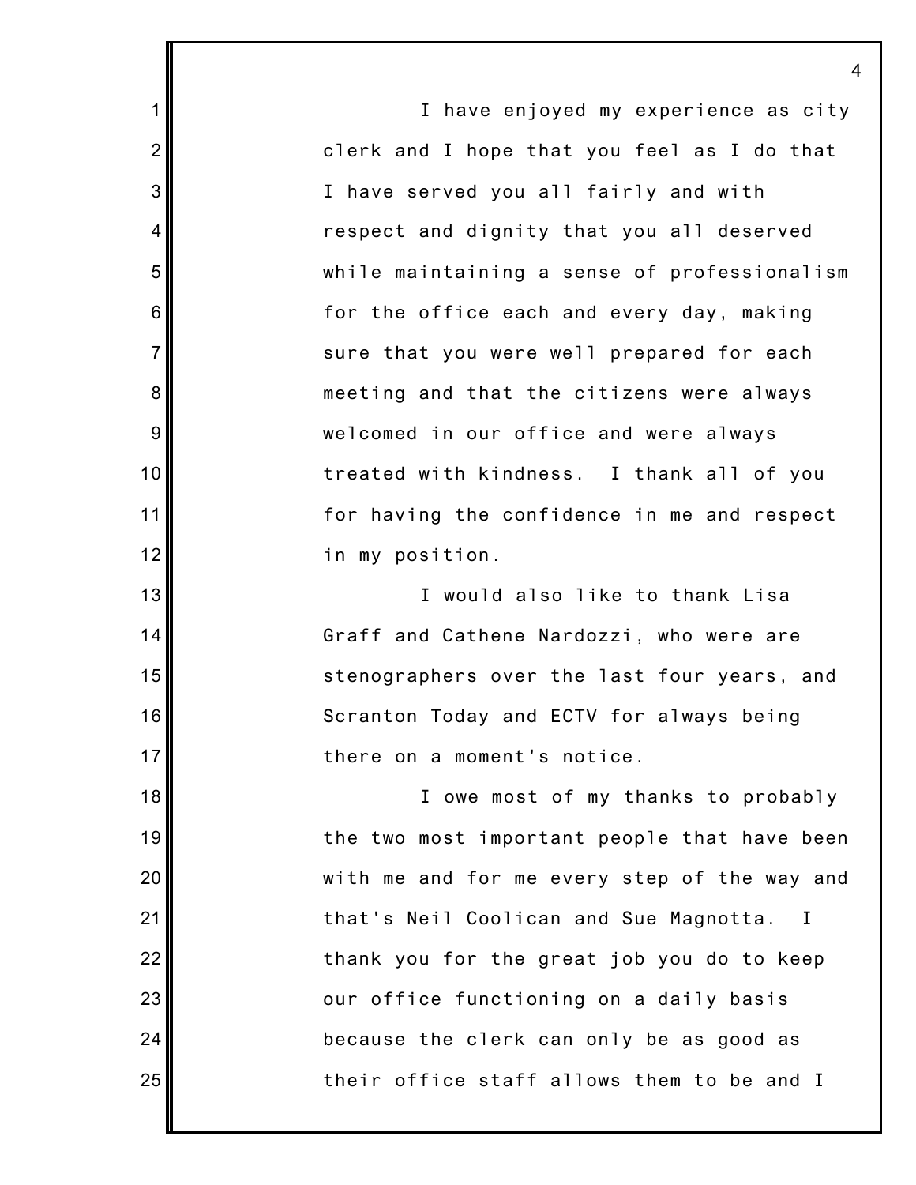I have enjoyed my experience as city clerk and I hope that you feel as I do that I have served you all fairly and with respect and dignity that you all deserved while maintaining a sense of professionalism for the office each and every day, making sure that you were well prepared for each meeting and that the citizens were always welcomed in our office and were always treated with kindness. I thank all of you for having the confidence in me and respect in my position.

I would also like to thank Lisa Graff and Cathene Nardozzi, who were are stenographers over the last four years, and Scranton Today and ECTV for always being there on a moment's notice.

I owe most of my thanks to probably the two most important people that have been with me and for me every step of the way and that's Neil Coolican and Sue Magnotta. I thank you for the great job you do to keep our office functioning on a daily basis because the clerk can only be as good as their office staff allows them to be and I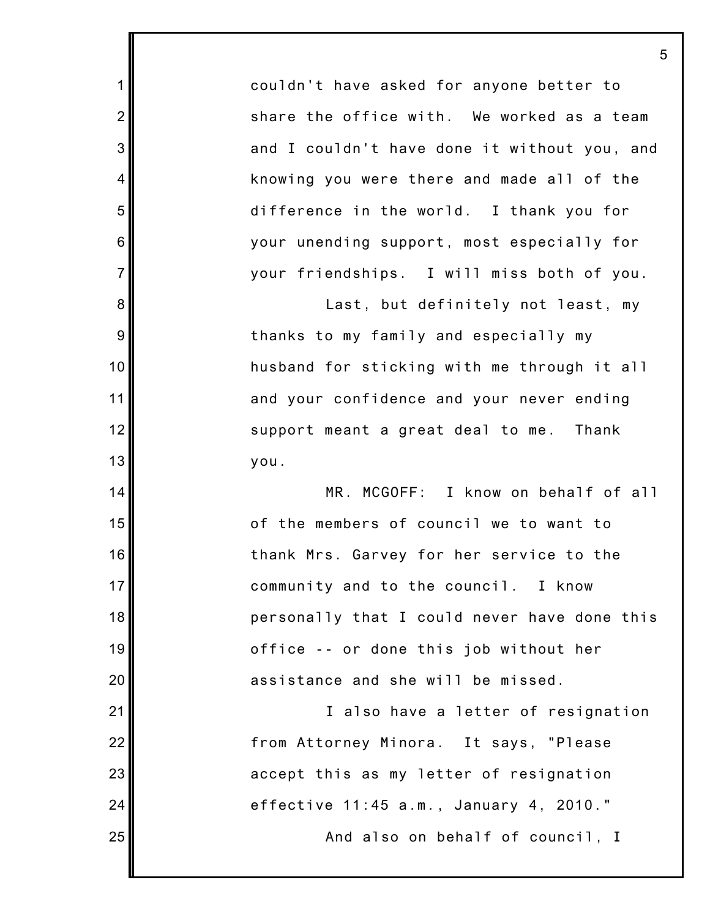couldn't have asked for anyone better to share the office with. We worked as a team and I couldn't have done it without you, and knowing you were there and made all of the difference in the world. I thank you for your unending support, most especially for your friendships. I will miss both of you.

Last, but definitely not least, my thanks to my family and especially my husband for sticking with me through it all and your confidence and your never ending support meant a great deal to me. Thank you.

MR. MCGOFF: I know on behalf of all of the members of council we to want to thank Mrs. Garvey for her service to the community and to the council. I know personally that I could never have done this office -- or done this job without her assistance and she will be missed.

I also have a letter of resignation from Attorney Minora. It says, "Please accept this as my letter of resignation effective 11:45 a.m., January 4, 2010."

And also on behalf of council, I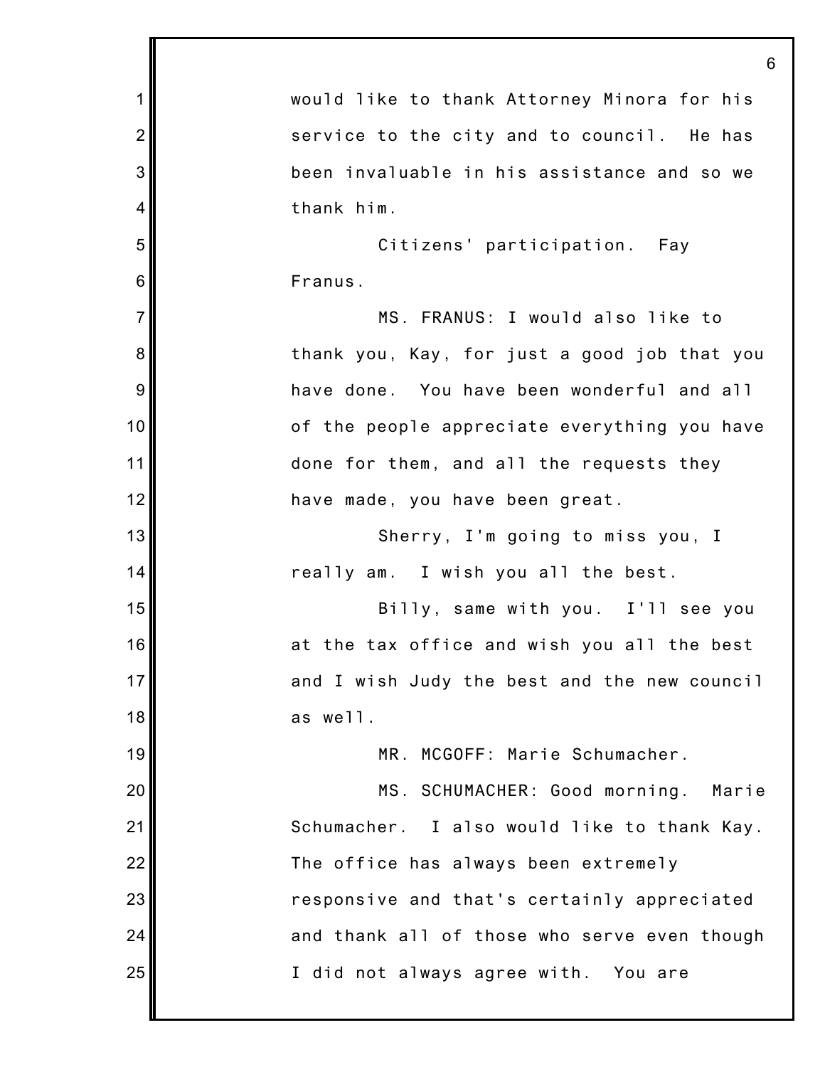would like to thank Attorney Minora for his service to the city and to council. He has been invaluable in his assistance and so we thank him.

Citizens' participation. Fay Franus.

MS. FRANUS: I would also like to thank you, Kay, for just a good job that you have done. You have been wonderful and all of the people appreciate everything you have done for them, and all the requests they have made, you have been great.

Sherry, I'm going to miss you, I really am. I wish you all the best.

Billy, same with you. I'll see you at the tax office and wish you all the best and I wish Judy the best and the new council as well.

MR. MCGOFF: Marie Schumacher.

MS. SCHUMACHER: Good morning. Marie Schumacher. I also would like to thank Kay. The office has always been extremely responsive and that's certainly appreciated and thank all of those who serve even though I did not always agree with. You are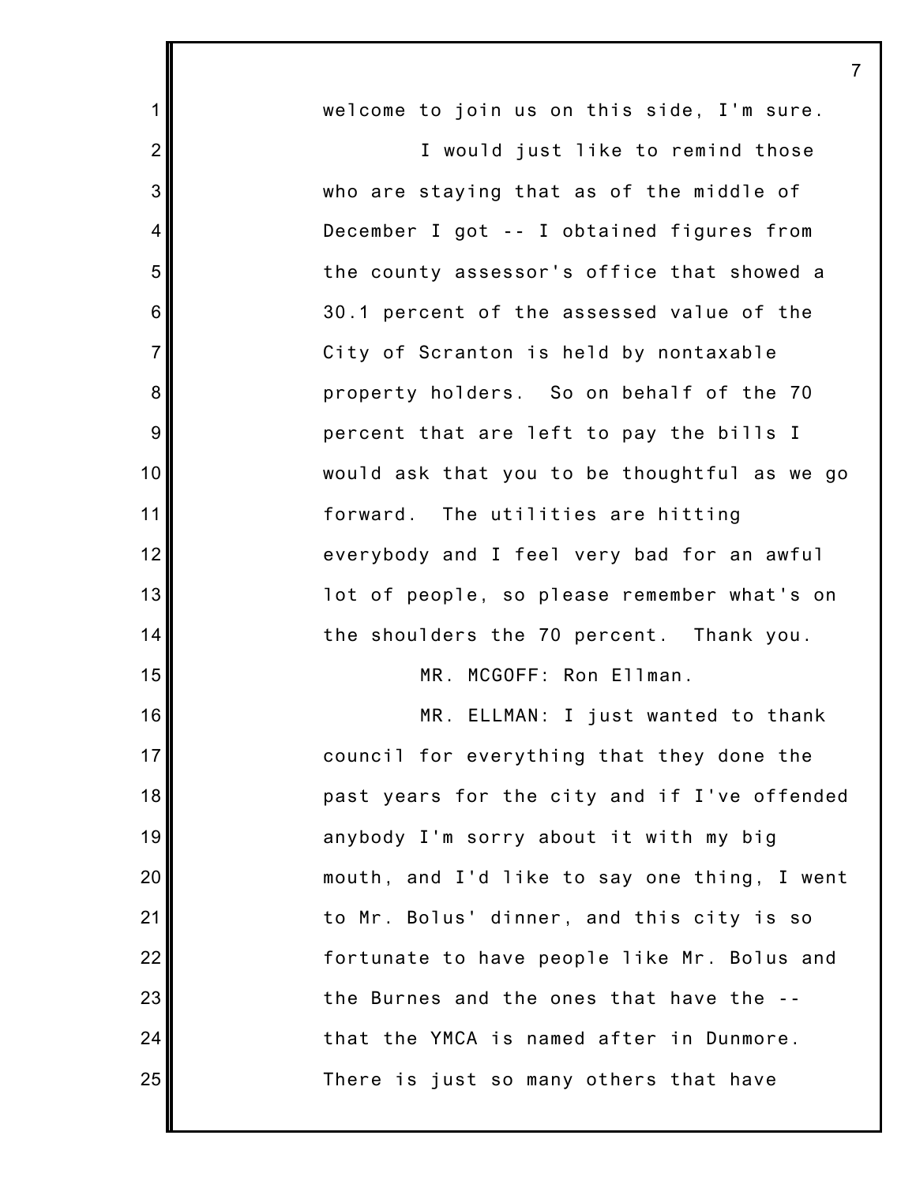welcome to join us on this side, I'm sure.

I would just like to remind those who are staying that as of the middle of December I got -- I obtained figures from the county assessor's office that showed a 30.1 percent of the assessed value of the City of Scranton is held by nontaxable property holders. So on behalf of the 70 percent that are left to pay the bills I would ask that you to be thoughtful as we go forward. The utilities are hitting everybody and I feel very bad for an awful lot of people, so please remember what's on the shoulders the 70 percent. Thank you.

MR. MCGOFF: Ron Ellman.

MR. ELLMAN: I just wanted to thank council for everything that they done the past years for the city and if I've offended anybody I'm sorry about it with my big mouth, and I'd like to say one thing, I went to Mr. Bolus' dinner, and this city is so fortunate to have people like Mr. Bolus and the Burnes and the ones that have the -- that the YMCA is named after in Dunmore. There is just so many others that have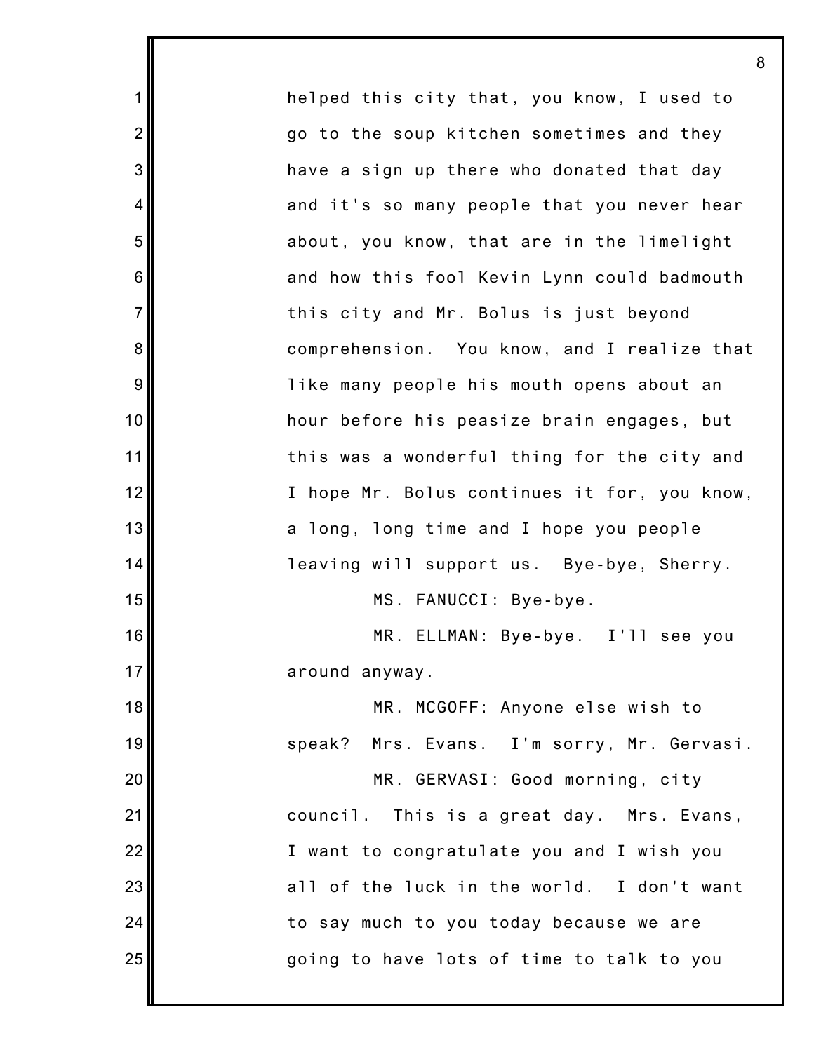helped this city that, you know, I used to go to the soup kitchen sometimes and they have a sign up there who donated that day and it's so many people that you never hear about, you know, that are in the limelight and how this fool Kevin Lynn could badmouth this city and Mr. Bolus is just beyond comprehension. You know, and I realize that like many people his mouth opens about an hour before his peasize brain engages, but this was a wonderful thing for the city and I hope Mr. Bolus continues it for, you know, a long, long time and I hope you people leaving will support us. Bye-bye, Sherry.

MS. FANUCCI: Bye-bye.

MR. ELLMAN: Bye-bye. I'll see you around anyway.

MR. MCGOFF: Anyone else wish to speak? Mrs. Evans. I'm sorry, Mr. Gervasi.

MR. GERVASI: Good morning, city council. This is a great day. Mrs. Evans, I want to congratulate you and I wish you all of the luck in the world. I don't want to say much to you today because we are going to have lots of time to talk to you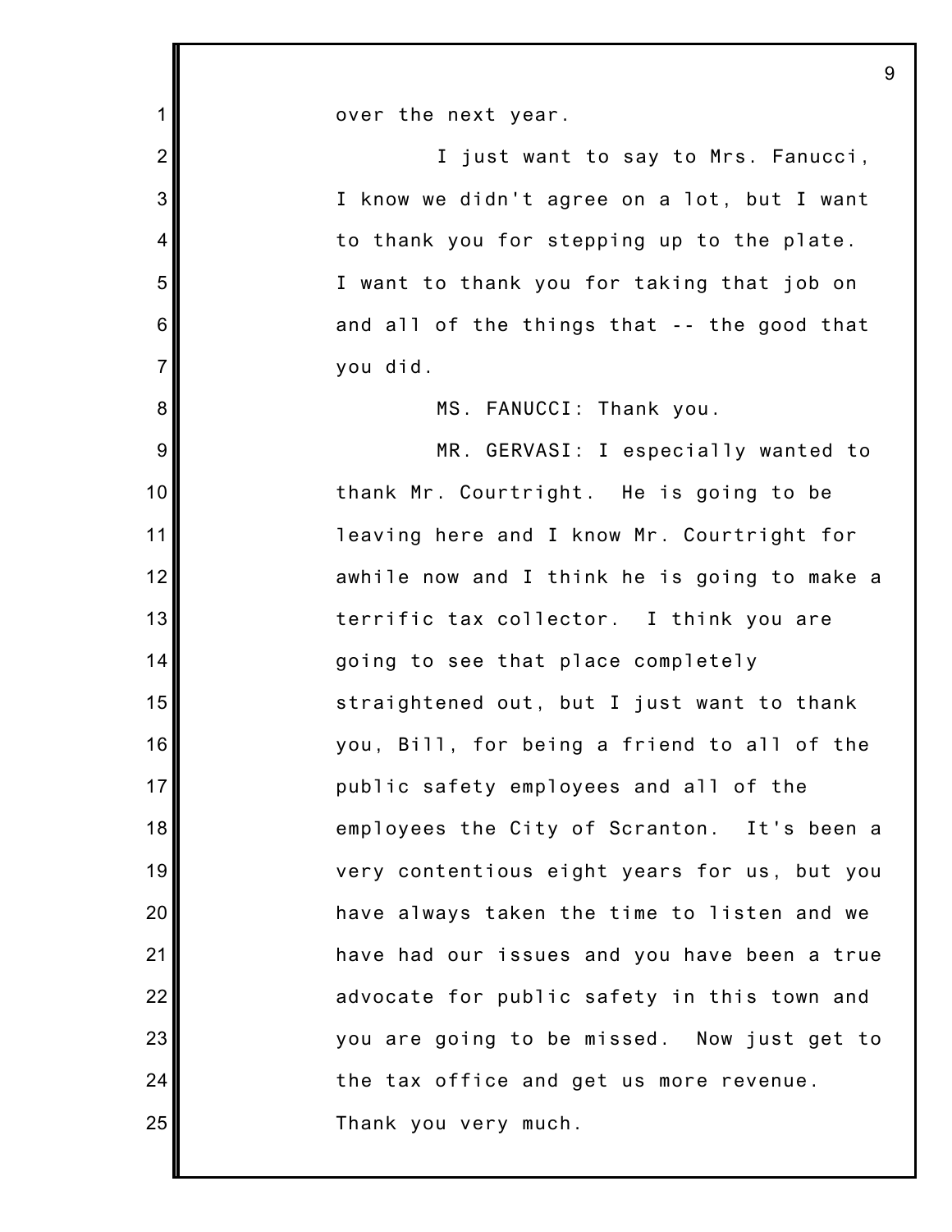over the next year.

I just want to say to Mrs. Fanucci, I know we didn't agree on a lot, but I want to thank you for stepping up to the plate. I want to thank you for taking that job on and all of the things that -- the good that you did.

MS. FANUCCI: Thank you.

MR. GERVASI: I especially wanted to thank Mr. Courtright. He is going to be leaving here and I know Mr. Courtright for awhile now and I think he is going to make a terrific tax collector. I think you are going to see that place completely straightened out, but I just want to thank you, Bill, for being a friend to all of the public safety employees and all of the employees the City of Scranton. It's been a very contentious eight years for us, but you have always taken the time to listen and we have had our issues and you have been a true advocate for public safety in this town and you are going to be missed. Now just get to the tax office and get us more revenue. Thank you very much.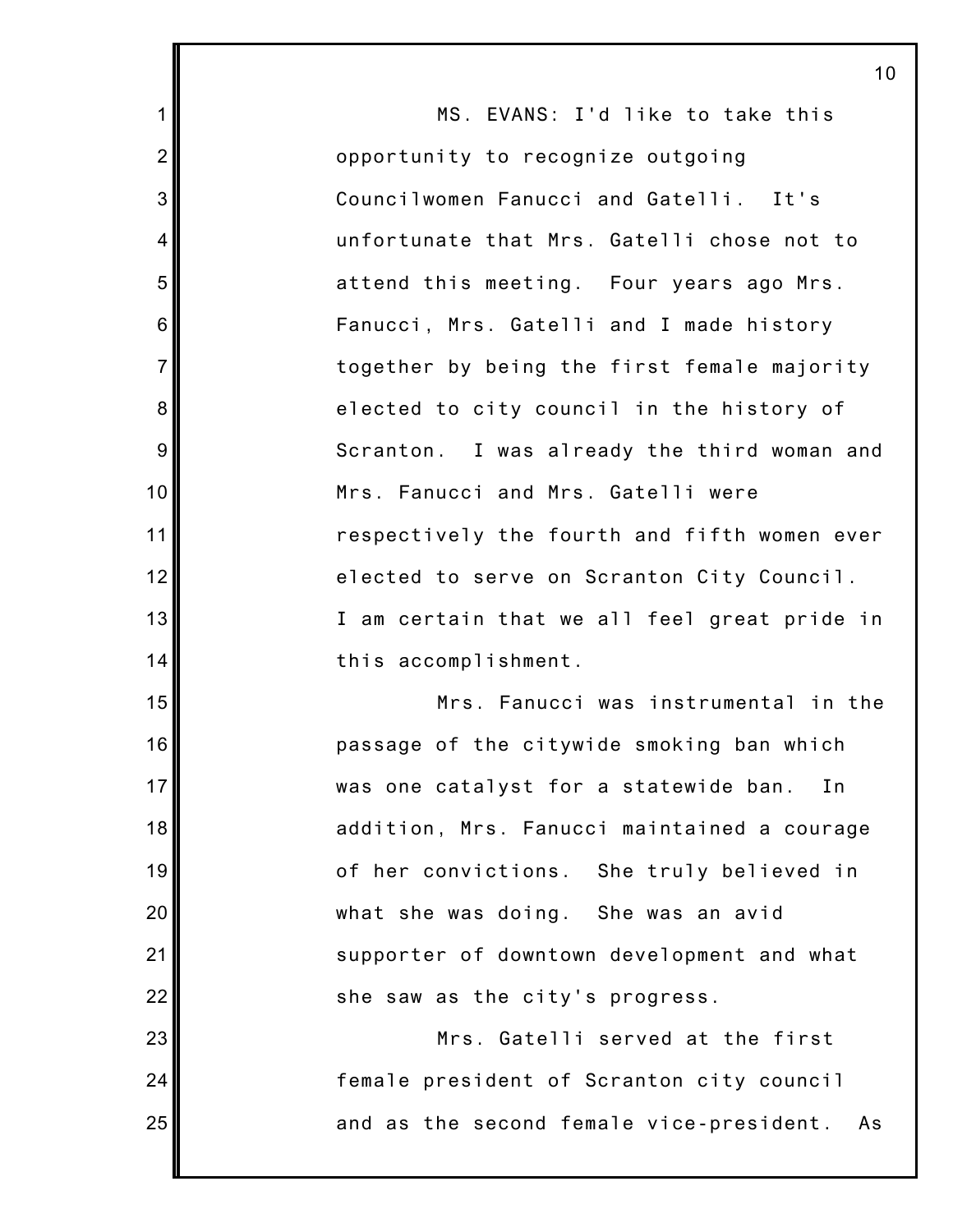MS. EVANS: I'd like to take this opportunity to recognize outgoing Councilwomen Fanucci and Gatelli. It's unfortunate that Mrs. Gatelli chose not to attend this meeting. Four years ago Mrs. Fanucci, Mrs. Gatelli and I made history together by being the first female majority elected to city council in the history of Scranton. I was already the third woman and Mrs. Fanucci and Mrs. Gatelli were respectively the fourth and fifth women ever elected to serve on Scranton City Council. I am certain that we all feel great pride in this accomplishment.

Mrs. Fanucci was instrumental in the passage of the citywide smoking ban which was one catalyst for a statewide ban. In addition, Mrs. Fanucci maintained a courage of her convictions. She truly believed in what she was doing. She was an avid supporter of downtown development and what she saw as the city's progress.

Mrs. Gatelli served at the first female president of Scranton city council and as the second female vice-president. As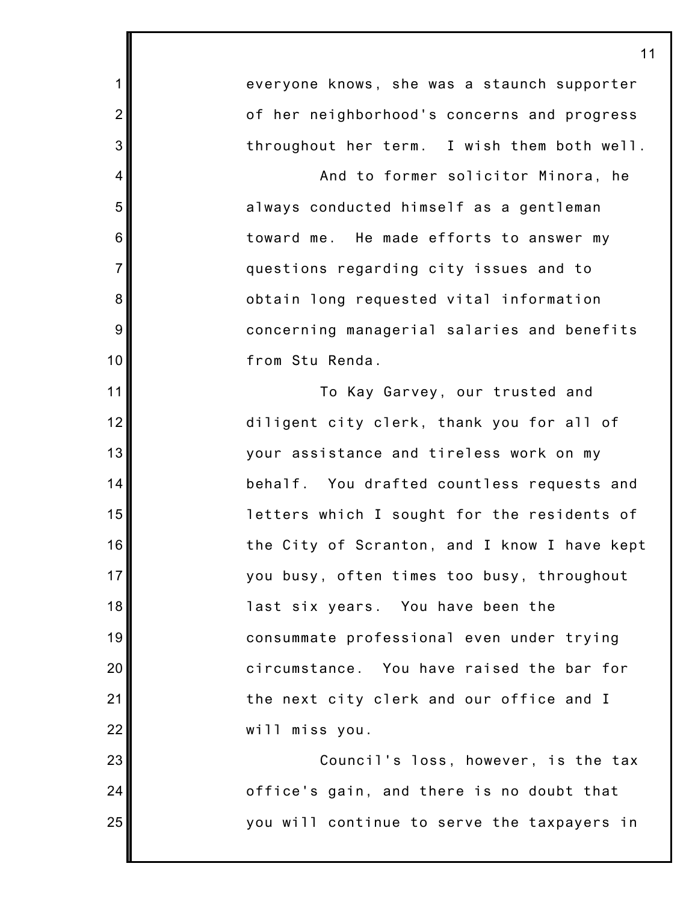everyone knows, she was a staunch supporter of her neighborhood's concerns and progress throughout her term. I wish them both well.

And to former solicitor Minora, he always conducted himself as a gentleman toward me. He made efforts to answer my questions regarding city issues and to obtain long requested vital information concerning managerial salaries and benefits from Stu Renda.

To Kay Garvey, our trusted and diligent city clerk, thank you for all of your assistance and tireless work on my behalf. You drafted countless requests and letters which I sought for the residents of the City of Scranton, and I know I have kept you busy, often times too busy, throughout last six years. You have been the consummate professional even under trying circumstance. You have raised the bar for the next city clerk and our office and I will miss you.

Council's loss, however, is the tax office's gain, and there is no doubt that you will continue to serve the taxpayers in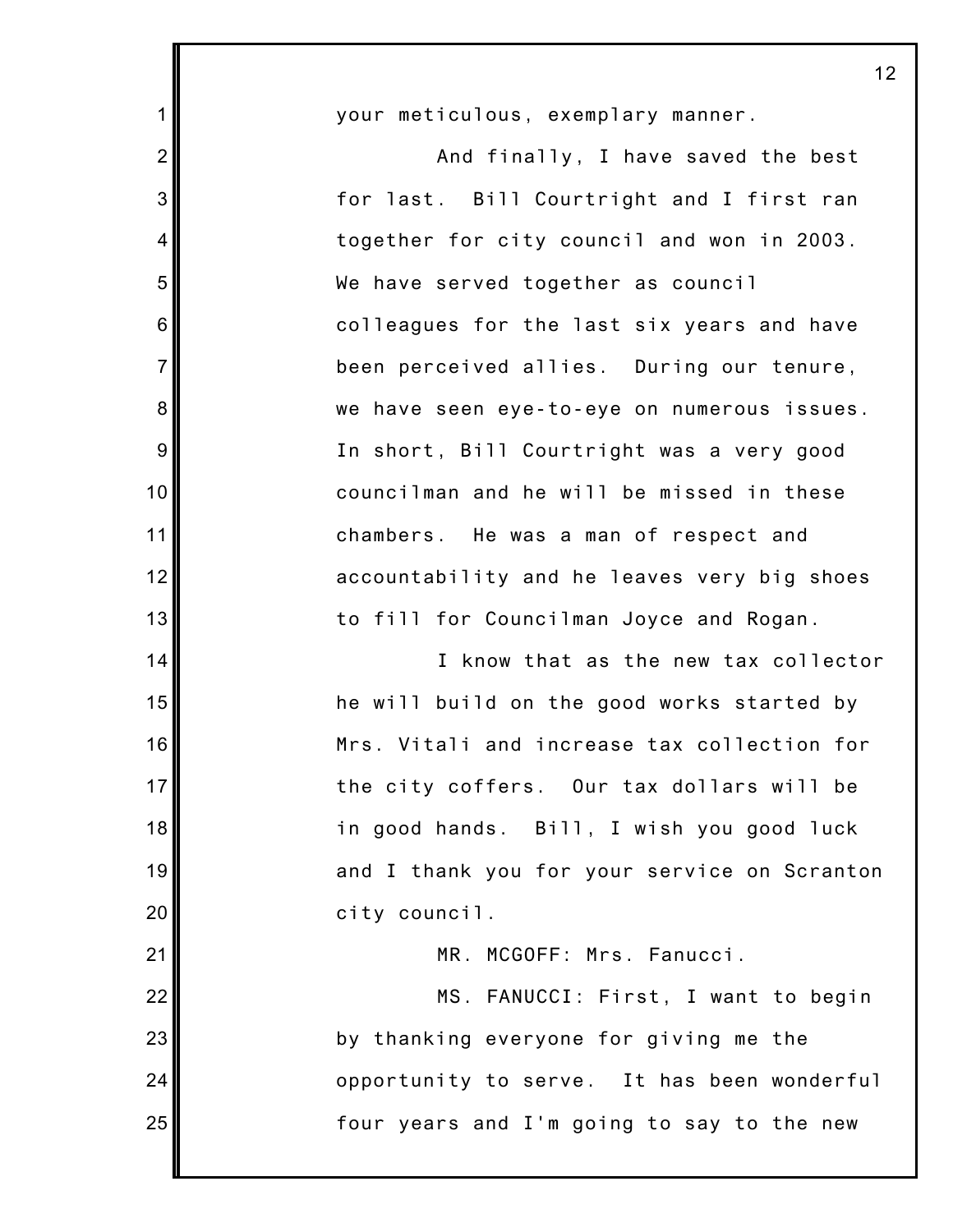your meticulous, exemplary manner.

And finally, I have saved the best for last. Bill Courtright and I first ran together for city council and won in 2003. We have served together as council colleagues for the last six years and have been perceived allies. During our tenure, we have seen eye-to-eye on numerous issues. In short, Bill Courtright was a very good councilman and he will be missed in these chambers. He was a man of respect and accountability and he leaves very big shoes to fill for Councilman Joyce and Rogan.

I know that as the new tax collector he will build on the good works started by Mrs. Vitali and increase tax collection for the city coffers. Our tax dollars will be in good hands. Bill, I wish you good luck and I thank you for your service on Scranton city council.

MR. MCGOFF: Mrs. Fanucci.

MS. FANUCCI: First, I want to begin by thanking everyone for giving me the opportunity to serve. It has been wonderful four years and I'm going to say to the new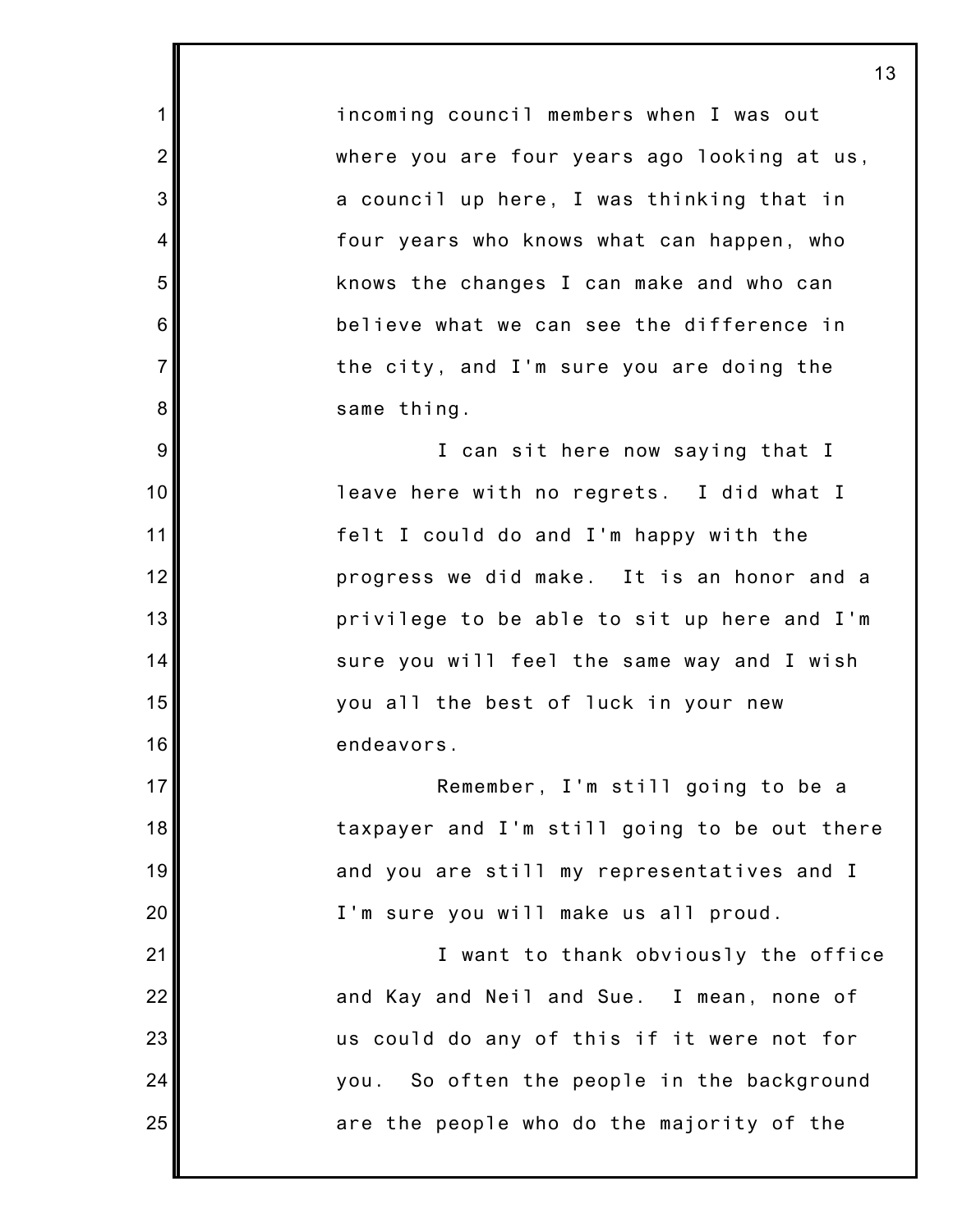incoming council members when I was out where you are four years ago looking at us, a council up here, I was thinking that in four years who knows what can happen, who knows the changes I can make and who can believe what we can see the difference in the city, and I'm sure you are doing the same thing.

I can sit here now saying that I leave here with no regrets. I did what I felt I could do and I'm happy with the progress we did make. It is an honor and a privilege to be able to sit up here and I'm sure you will feel the same way and I wish you all the best of luck in your new endeavors.

Remember, I'm still going to be a taxpayer and I'm still going to be out there and you are still my representatives and I I'm sure you will make us all proud.

I want to thank obviously the office and Kay and Neil and Sue. I mean, none of us could do any of this if it were not for you. So often the people in the background are the people who do the majority of the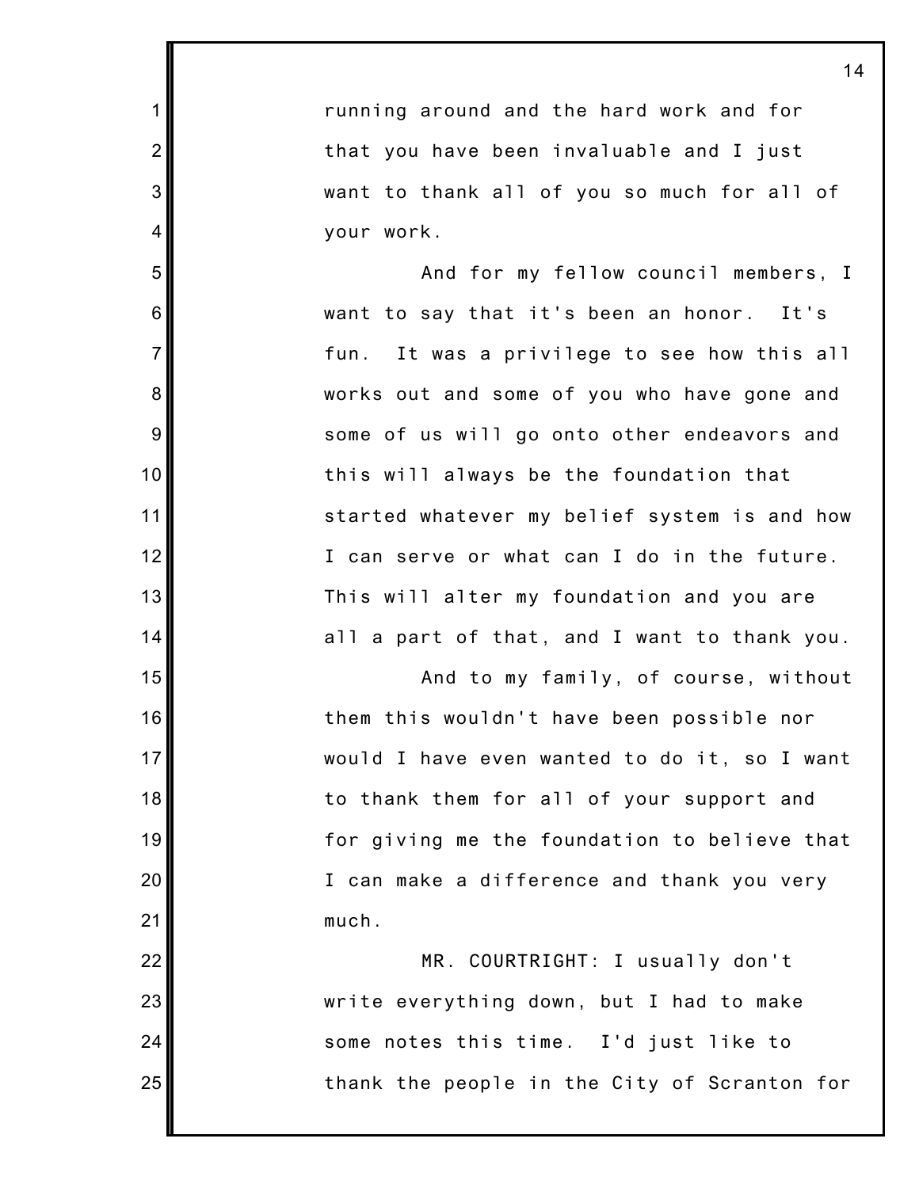running around and the hard work and for that you have been invaluable and I just want to thank all of you so much for all of your work.

And for my fellow council members, I want to say that it's been an honor. It's fun. It was a privilege to see how this all works out and some of you who have gone and some of us will go onto other endeavors and this will always be the foundation that started whatever my belief system is and how I can serve or what can I do in the future. This will alter my foundation and you are all a part of that, and I want to thank you.

And to my family, of course, without them this wouldn't have been possible nor would I have even wanted to do it, so I want to thank them for all of your support and for giving me the foundation to believe that I can make a difference and thank you very much.

MR. COURTRIGHT: I usually don't write everything down, but I had to make some notes this time. I'd just like to thank the people in the City of Scranton for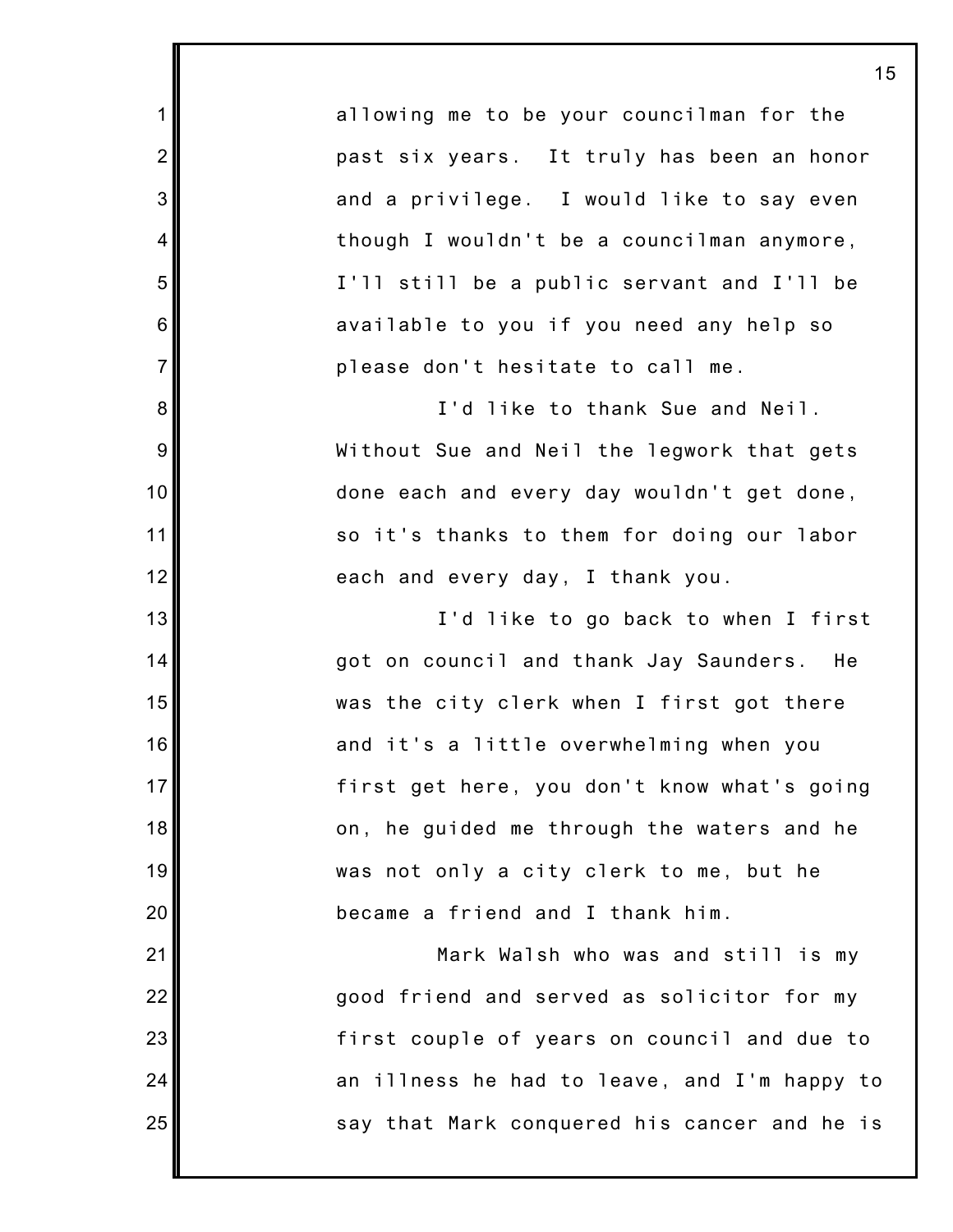allowing me to be your councilman for the past six years. It truly has been an honor and a privilege. I would like to say even though I wouldn't be a councilman anymore, I'll still be a public servant and I'll be available to you if you need any help so please don't hesitate to call me.

I'd like to thank Sue and Neil. Without Sue and Neil the legwork that gets done each and every day wouldn't get done, so it's thanks to them for doing our labor each and every day, I thank you.

I'd like to go back to when I first got on council and thank Jay Saunders. He was the city clerk when I first got there and it's a little overwhelming when you first get here, you don't know what's going on, he guided me through the waters and he was not only a city clerk to me, but he became a friend and I thank him.

Mark Walsh who was and still is my good friend and served as solicitor for my first couple of years on council and due to an illness he had to leave, and I'm happy to say that Mark conquered his cancer and he is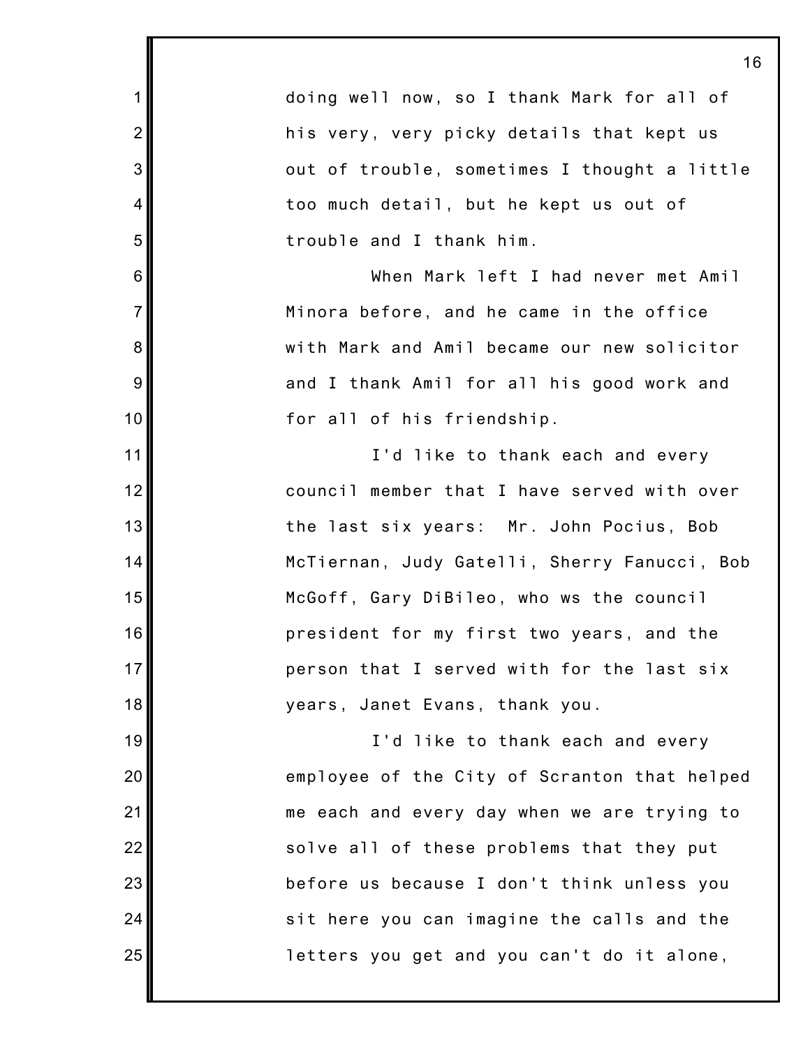doing well now, so I thank Mark for all of his very, very picky details that kept us out of trouble, sometimes I thought a little too much detail, but he kept us out of trouble and I thank him.

When Mark left I had never met Amil Minora before, and he came in the office with Mark and Amil became our new solicitor and I thank Amil for all his good work and for all of his friendship.

I'd like to thank each and every council member that I have served with over the last six years: Mr. John Pocius, Bob McTiernan, Judy Gatelli, Sherry Fanucci, Bob McGoff, Gary DiBileo, who ws the council president for my first two years, and the person that I served with for the last six years, Janet Evans, thank you.

I'd like to thank each and every employee of the City of Scranton that helped me each and every day when we are trying to solve all of these problems that they put before us because I don't think unless you sit here you can imagine the calls and the letters you get and you can't do it alone,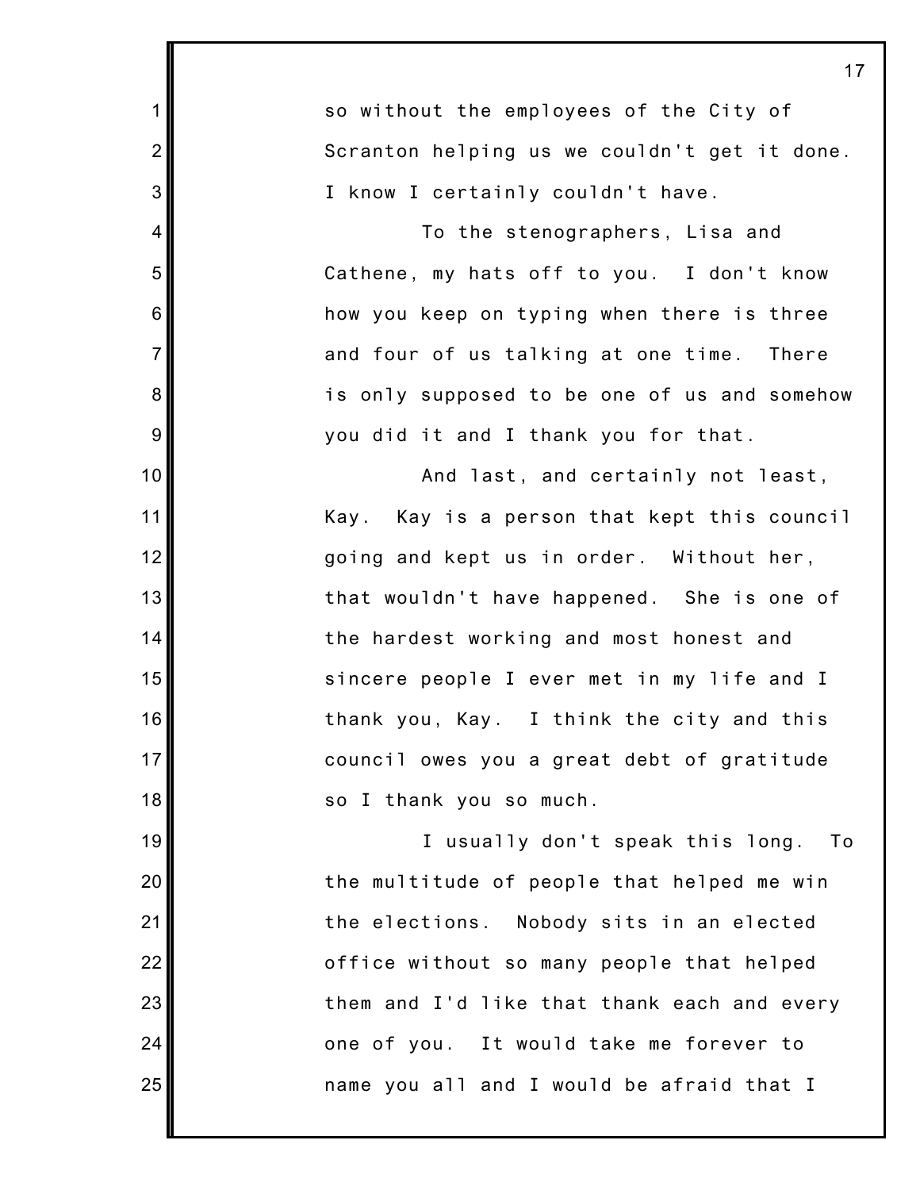so without the employees of the City of Scranton helping us we couldn't get it done. I know I certainly couldn't have.

To the stenographers, Lisa and Cathene, my hats off to you. I don't know how you keep on typing when there is three and four of us talking at one time. There is only supposed to be one of us and somehow you did it and I thank you for that.

And last, and certainly not least, Kay. Kay is a person that kept this council going and kept us in order. Without her, that wouldn't have happened. She is one of the hardest working and most honest and sincere people I ever met in my life and I thank you, Kay. I think the city and this council owes you a great debt of gratitude so I thank you so much.

I usually don't speak this long. To the multitude of people that helped me win the elections. Nobody sits in an elected office without so many people that helped them and I'd like that thank each and every one of you. It would take me forever to name you all and I would be afraid that I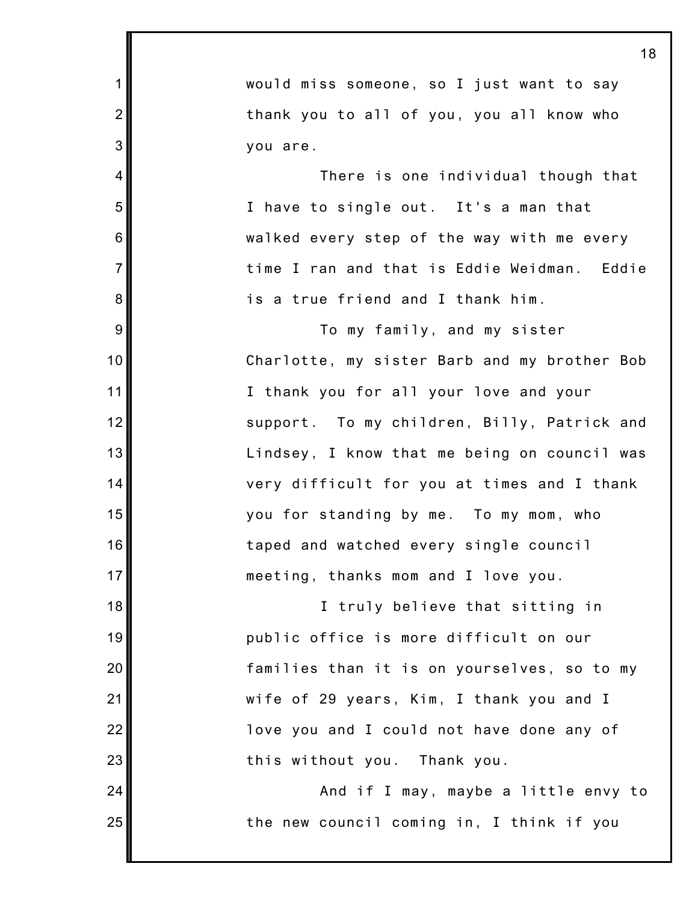would miss someone, so I just want to say thank you to all of you, you all know who you are.

There is one individual though that I have to single out. It's a man that walked every step of the way with me every time I ran and that is Eddie Weidman. Eddie is a true friend and I thank him.

To my family, and my sister Charlotte, my sister Barb and my brother Bob I thank you for all your love and your support. To my children, Billy, Patrick and Lindsey, I know that me being on council was very difficult for you at times and I thank you for standing by me. To my mom, who taped and watched every single council meeting, thanks mom and I love you.

I truly believe that sitting in public office is more difficult on our families than it is on yourselves, so to my wife of 29 years, Kim, I thank you and I love you and I could not have done any of this without you. Thank you.

And if I may, maybe a little envy to the new council coming in, I think if you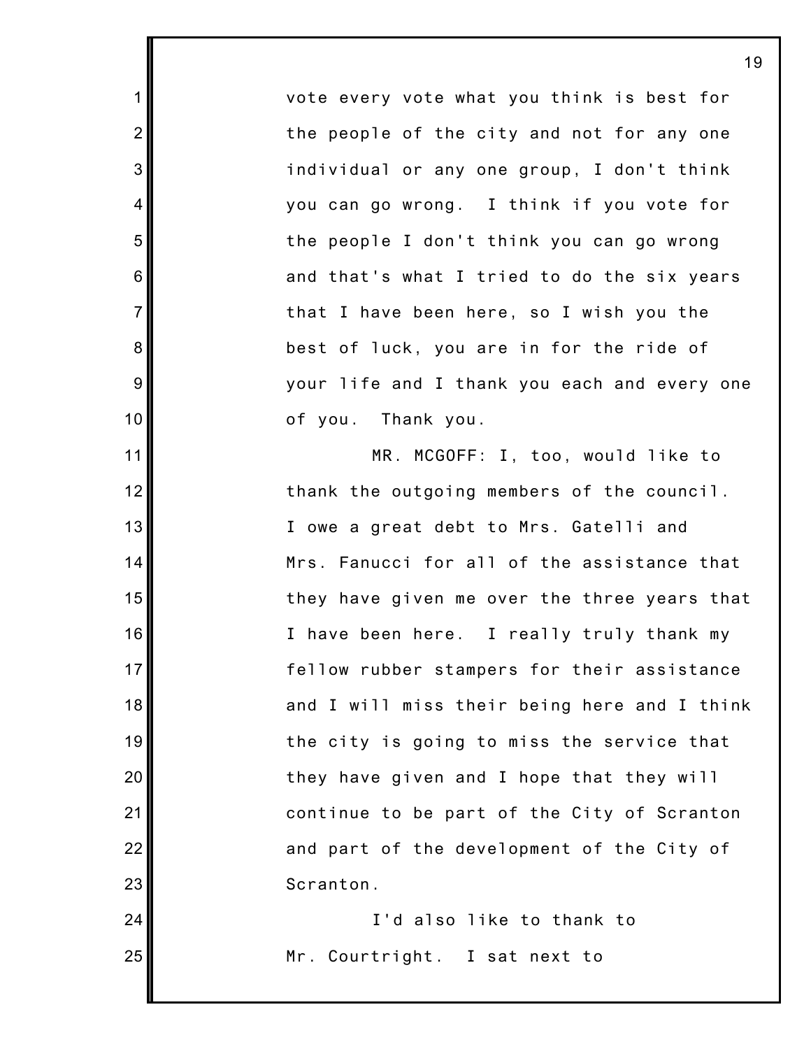vote every vote what you think is best for the people of the city and not for any one individual or any one group, I don't think you can go wrong. I think if you vote for the people I don't think you can go wrong and that's what I tried to do the six years that I have been here, so I wish you the best of luck, you are in for the ride of your life and I thank you each and every one of you. Thank you.

MR. MCGOFF: I, too, would like to thank the outgoing members of the council. I owe a great debt to Mrs. Gatelli and Mrs. Fanucci for all of the assistance that they have given me over the three years that I have been here. I really truly thank my fellow rubber stampers for their assistance and I will miss their being here and I think the city is going to miss the service that they have given and I hope that they will continue to be part of the City of Scranton and part of the development of the City of Scranton.

I'd also like to thank to Mr. Courtright. I sat next to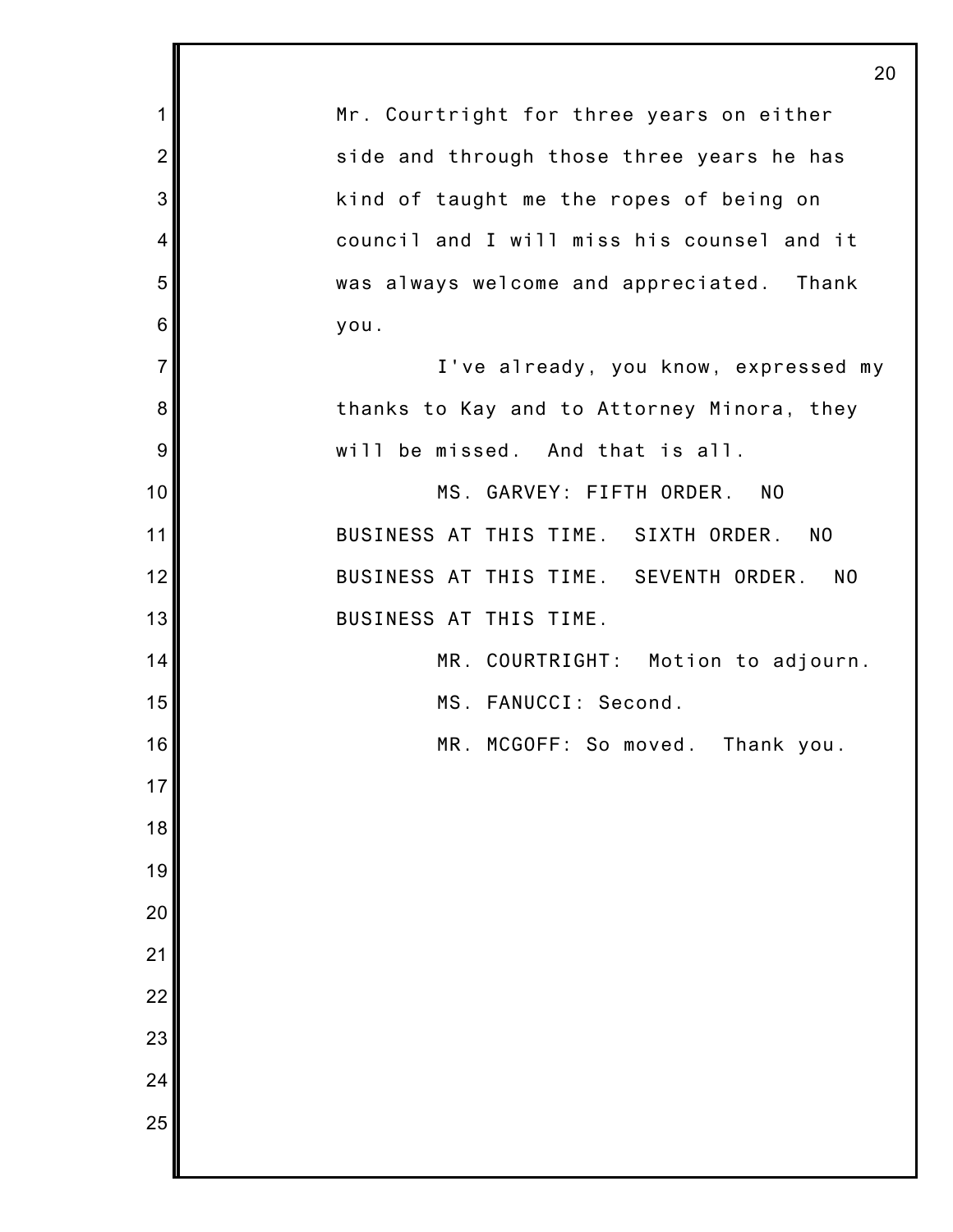Mr. Courtright for three years on either side and through those three years he has kind of taught me the ropes of being on council and I will miss his counsel and it was always welcome and appreciated. Thank you.

I've already, you know, expressed my thanks to Kay and to Attorney Minora, they will be missed. And that is all.

MS. GARVEY: FIFTH ORDER. NO BUSINESS AT THIS TIME. SIXTH ORDER. NO BUSINESS AT THIS TIME. SEVENTH ORDER. NO BUSINESS AT THIS TIME.

MR. COURTRIGHT: Motion to adjourn.

MS. FANUCCI: Second.

MR. MCGOFF: So moved. Thank you.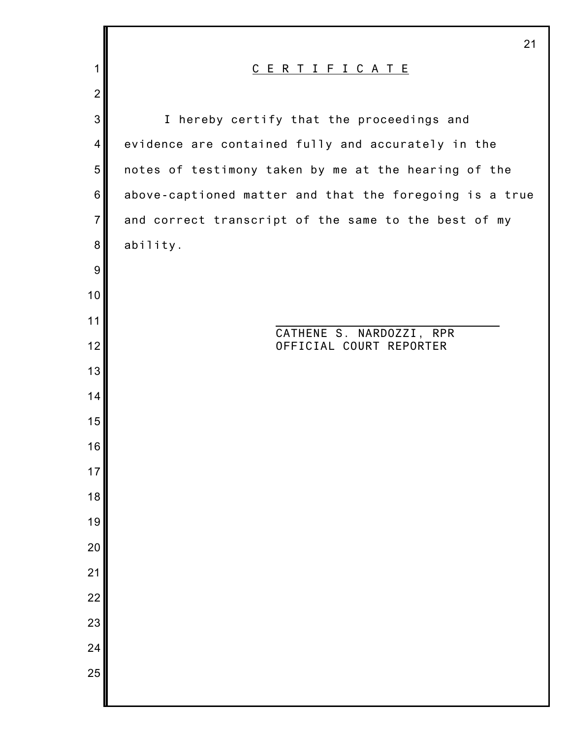# C E R T I F I C A T E

I hereby certify that the proceedings and evidence are contained fully and accurately in the notes of testimony taken by me at the hearing of the above-captioned matter and that the foregoing is a true and correct transcript of the same to the best of my ability.

\_\_\_\_\_\_\_\_\_\_\_\_\_\_\_\_\_\_\_\_\_\_\_\_\_\_\_\_\_\_

CATHENE S. NARDOZZI, RPR
OFFICIAL COURT REPORTER